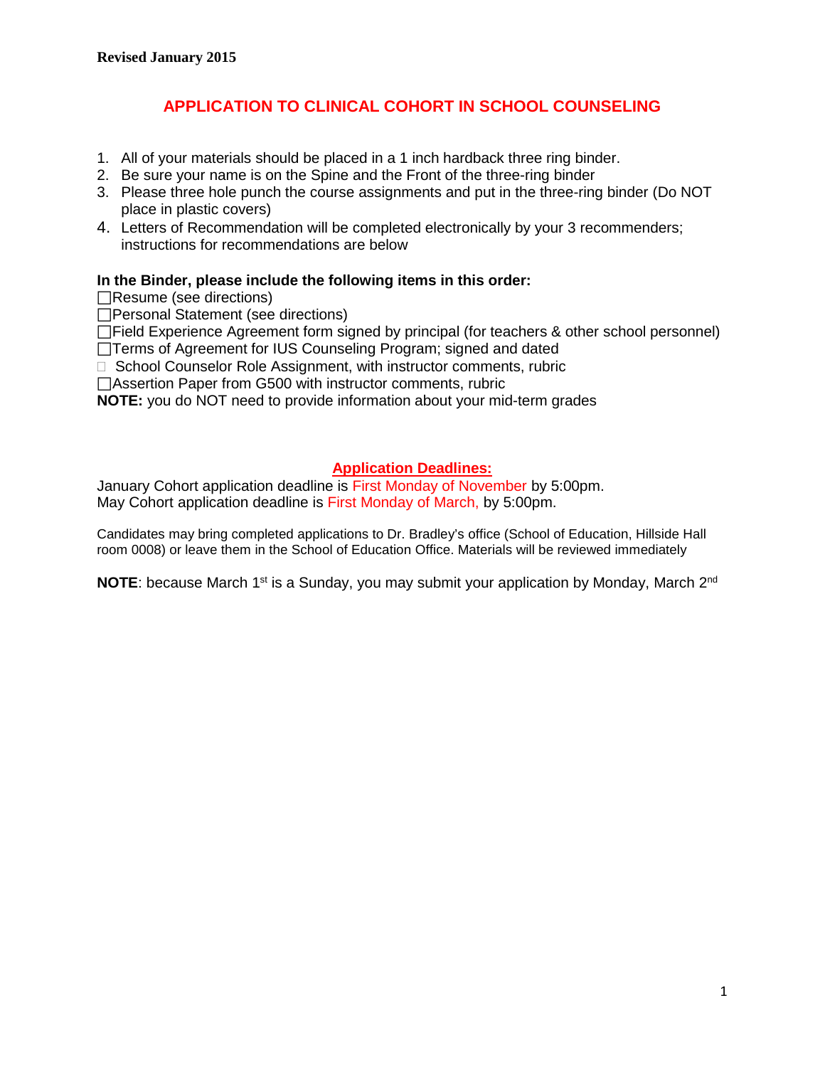**Revised January 2015**

# APPLICATION TO CLINICAL COHORT IN SCHOOL COUNSELING

1. All of your materials should be placed in a 1 inch hardback three ring binder.
2. Be sure your name is on the Spine and the Front of the three-ring binder
3. Please three hole punch the course assignments and put in the three-ring binder (Do NOT place in plastic covers)
4. Letters of Recommendation will be completed electronically by your 3 recommenders; instructions for recommendations are below

**In the Binder, please include the following items in this order:**

- ☐Resume (see directions)
- ☐Personal Statement (see directions)
- ☐Field Experience Agreement form signed by principal (for teachers & other school personnel)
- ☐Terms of Agreement for IUS Counseling Program; signed and dated
- ☐ School Counselor Role Assignment, with instructor comments, rubric
- ☐Assertion Paper from G500 with instructor comments, rubric

**NOTE:** you do NOT need to provide information about your mid-term grades

## Application Deadlines:

January Cohort application deadline is First Monday of November by 5:00pm.
May Cohort application deadline is First Monday of March, by 5:00pm.

Candidates may bring completed applications to Dr. Bradley's office (School of Education, Hillside Hall room 0008) or leave them in the School of Education Office. Materials will be reviewed immediately

**NOTE**: because March 1st is a Sunday, you may submit your application by Monday, March 2nd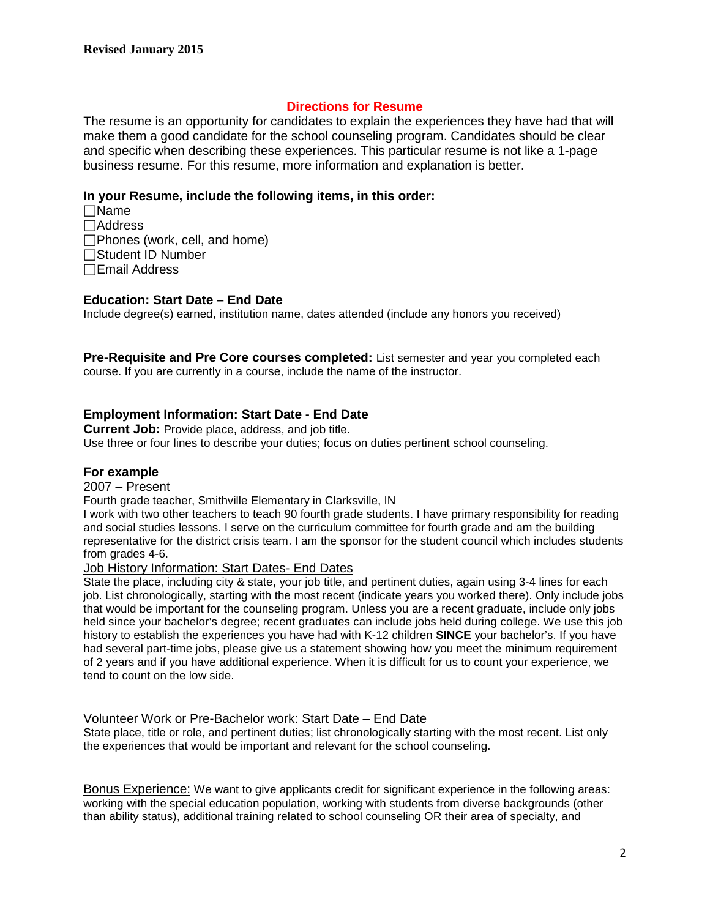**Revised January 2015**

## Directions for Resume

The resume is an opportunity for candidates to explain the experiences they have had that will make them a good candidate for the school counseling program. Candidates should be clear and specific when describing these experiences. This particular resume is not like a 1-page business resume. For this resume, more information and explanation is better.

### In your Resume, include the following items, in this order:

- ☐Name
- ☐Address
- ☐Phones (work, cell, and home)
- ☐Student ID Number
- ☐Email Address

### Education: Start Date – End Date

Include degree(s) earned, institution name, dates attended (include any honors you received)

**Pre-Requisite and Pre Core courses completed:** List semester and year you completed each course. If you are currently in a course, include the name of the instructor.

### Employment Information: Start Date - End Date

**Current Job:** Provide place, address, and job title.
Use three or four lines to describe your duties; focus on duties pertinent school counseling.

### For example

<u>2007 – Present</u>
Fourth grade teacher, Smithville Elementary in Clarksville, IN
I work with two other teachers to teach 90 fourth grade students. I have primary responsibility for reading and social studies lessons. I serve on the curriculum committee for fourth grade and am the building representative for the district crisis team. I am the sponsor for the student council which includes students from grades 4-6.

<u>Job History Information: Start Dates- End Dates</u>
State the place, including city & state, your job title, and pertinent duties, again using 3-4 lines for each job. List chronologically, starting with the most recent (indicate years you worked there). Only include jobs that would be important for the counseling program. Unless you are a recent graduate, include only jobs held since your bachelor's degree; recent graduates can include jobs held during college. We use this job history to establish the experiences you have had with K-12 children **SINCE** your bachelor's. If you have had several part-time jobs, please give us a statement showing how you meet the minimum requirement of 2 years and if you have additional experience. When it is difficult for us to count your experience, we tend to count on the low side.

<u>Volunteer Work or Pre-Bachelor work: Start Date – End Date</u>
State place, title or role, and pertinent duties; list chronologically starting with the most recent. List only the experiences that would be important and relevant for the school counseling.

<u>Bonus Experience:</u> We want to give applicants credit for significant experience in the following areas: working with the special education population, working with students from diverse backgrounds (other than ability status), additional training related to school counseling OR their area of specialty, and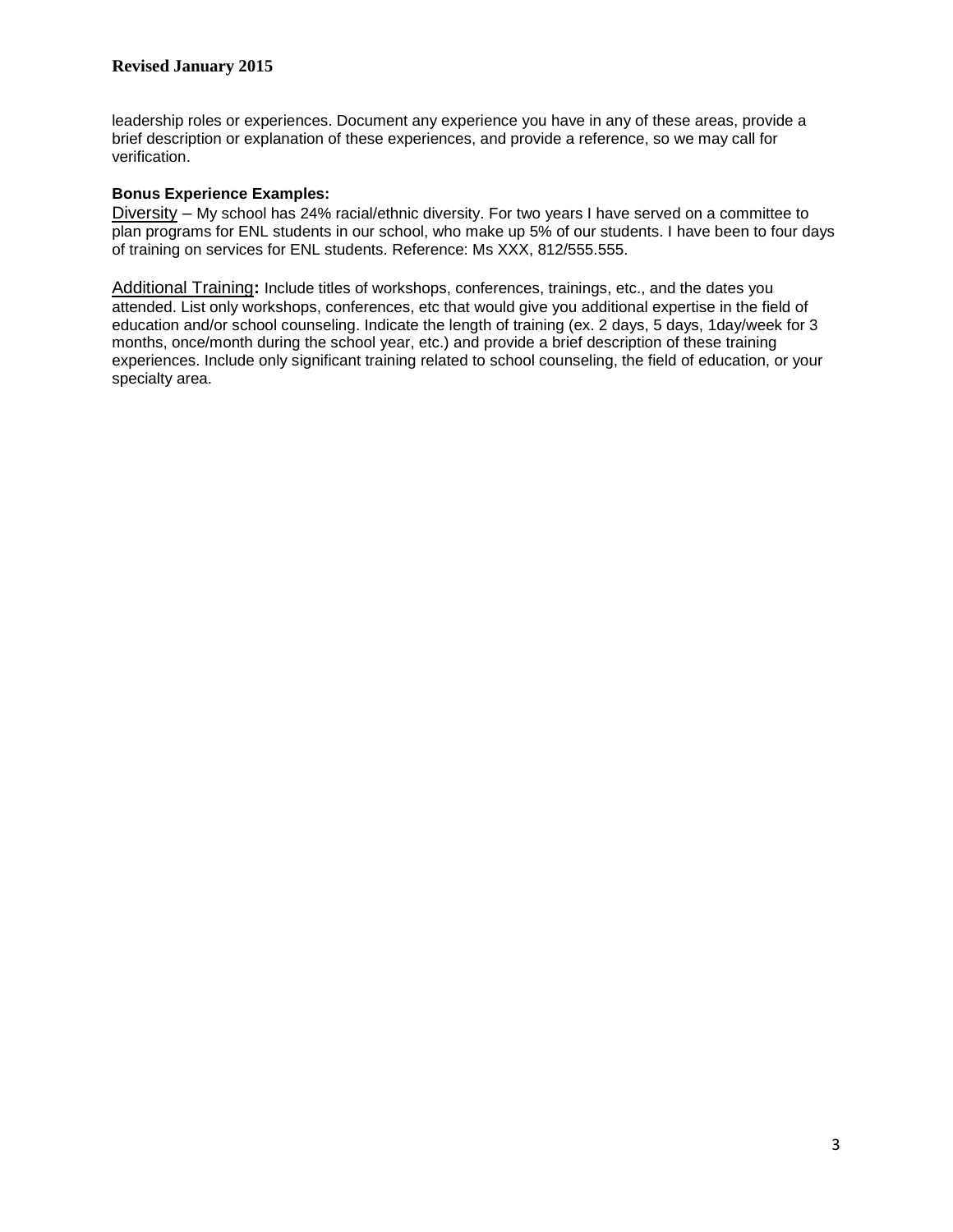leadership roles or experiences. Document any experience you have in any of these areas, provide a brief description or explanation of these experiences, and provide a reference, so we may call for verification.

**Bonus Experience Examples:**

Diversity – My school has 24% racial/ethnic diversity. For two years I have served on a committee to plan programs for ENL students in our school, who make up 5% of our students. I have been to four days of training on services for ENL students. Reference: Ms XXX, 812/555.555.

Additional Training**:** Include titles of workshops, conferences, trainings, etc., and the dates you attended. List only workshops, conferences, etc that would give you additional expertise in the field of education and/or school counseling. Indicate the length of training (ex. 2 days, 5 days, 1day/week for 3 months, once/month during the school year, etc.) and provide a brief description of these training experiences. Include only significant training related to school counseling, the field of education, or your specialty area.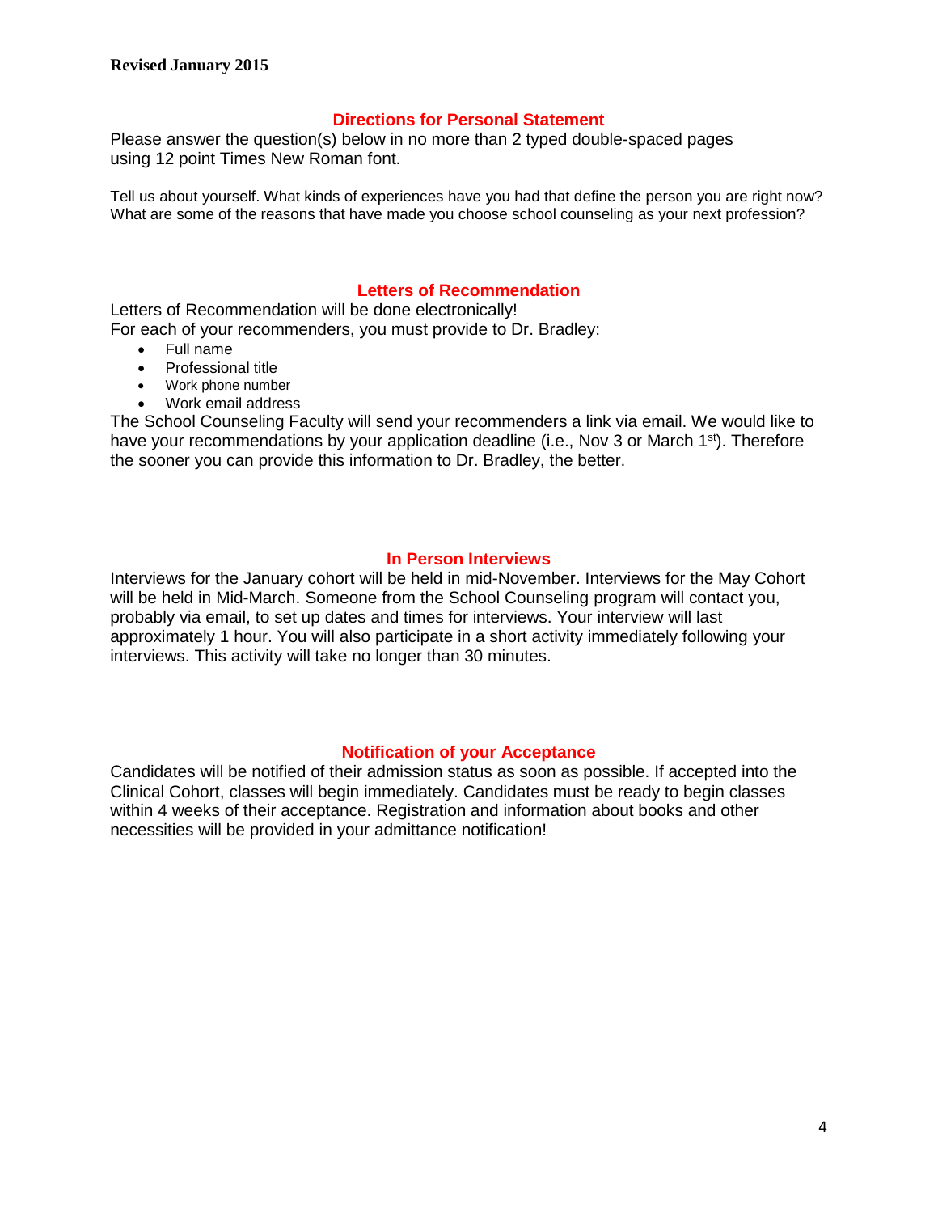**Revised January 2015**

## Directions for Personal Statement

Please answer the question(s) below in no more than 2 typed double-spaced pages using 12 point Times New Roman font.

Tell us about yourself. What kinds of experiences have you had that define the person you are right now? What are some of the reasons that have made you choose school counseling as your next profession?

## Letters of Recommendation

Letters of Recommendation will be done electronically!
For each of your recommenders, you must provide to Dr. Bradley:

- Full name
- Professional title
- Work phone number
- Work email address

The School Counseling Faculty will send your recommenders a link via email. We would like to have your recommendations by your application deadline (i.e., Nov 3 or March 1st). Therefore the sooner you can provide this information to Dr. Bradley, the better.

## In Person Interviews

Interviews for the January cohort will be held in mid-November. Interviews for the May Cohort will be held in Mid-March. Someone from the School Counseling program will contact you, probably via email, to set up dates and times for interviews. Your interview will last approximately 1 hour. You will also participate in a short activity immediately following your interviews. This activity will take no longer than 30 minutes.

## Notification of your Acceptance

Candidates will be notified of their admission status as soon as possible. If accepted into the Clinical Cohort, classes will begin immediately. Candidates must be ready to begin classes within 4 weeks of their acceptance. Registration and information about books and other necessities will be provided in your admittance notification!